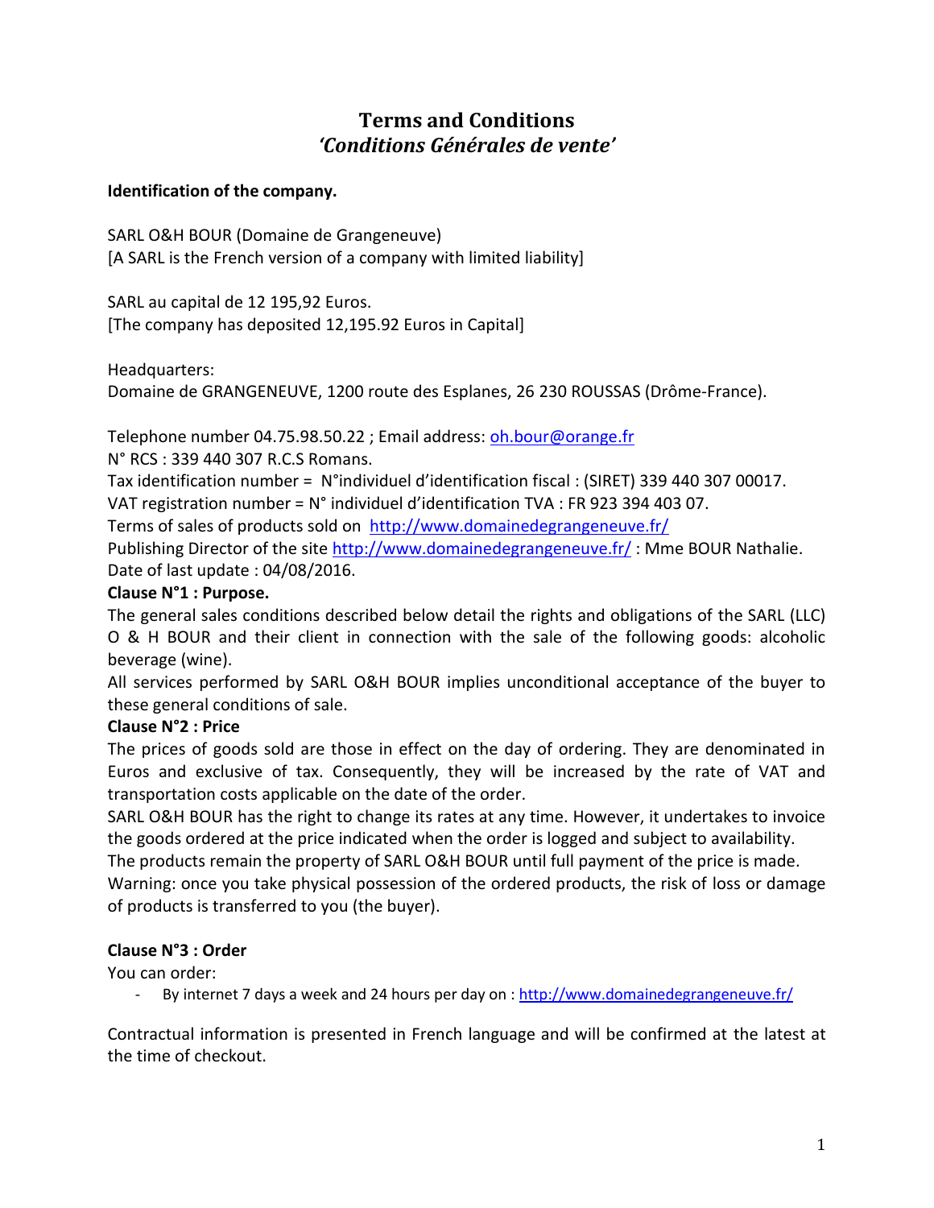# Terms and Conditions
## *'Conditions Générales de vente'*

**Identification of the company.**

SARL O&H BOUR (Domaine de Grangeneuve)
[A SARL is the French version of a company with limited liability]

SARL au capital de 12 195,92 Euros.
[The company has deposited 12,195.92 Euros in Capital]

Headquarters:
Domaine de GRANGENEUVE, 1200 route des Esplanes, 26 230 ROUSSAS (Drôme-France).

Telephone number 04.75.98.50.22 ; Email address: oh.bour@orange.fr
N° RCS : 339 440 307 R.C.S Romans.
Tax identification number = N°individuel d'identification fiscal : (SIRET) 339 440 307 00017.
VAT registration number = N° individuel d'identification TVA : FR 923 394 403 07.
Terms of sales of products sold on http://www.domainedegrangeneuve.fr/
Publishing Director of the site http://www.domainedegrangeneuve.fr/ : Mme BOUR Nathalie.
Date of last update : 04/08/2016.

**Clause N°1 : Purpose.**

The general sales conditions described below detail the rights and obligations of the SARL (LLC) O & H BOUR and their client in connection with the sale of the following goods: alcoholic beverage (wine).

All services performed by SARL O&H BOUR implies unconditional acceptance of the buyer to these general conditions of sale.

**Clause N°2 : Price**

The prices of goods sold are those in effect on the day of ordering. They are denominated in Euros and exclusive of tax. Consequently, they will be increased by the rate of VAT and transportation costs applicable on the date of the order.

SARL O&H BOUR has the right to change its rates at any time. However, it undertakes to invoice the goods ordered at the price indicated when the order is logged and subject to availability.

The products remain the property of SARL O&H BOUR until full payment of the price is made.

Warning: once you take physical possession of the ordered products, the risk of loss or damage of products is transferred to you (the buyer).

**Clause N°3 : Order**

You can order:

- By internet 7 days a week and 24 hours per day on : http://www.domainedegrangeneuve.fr/

Contractual information is presented in French language and will be confirmed at the latest at the time of checkout.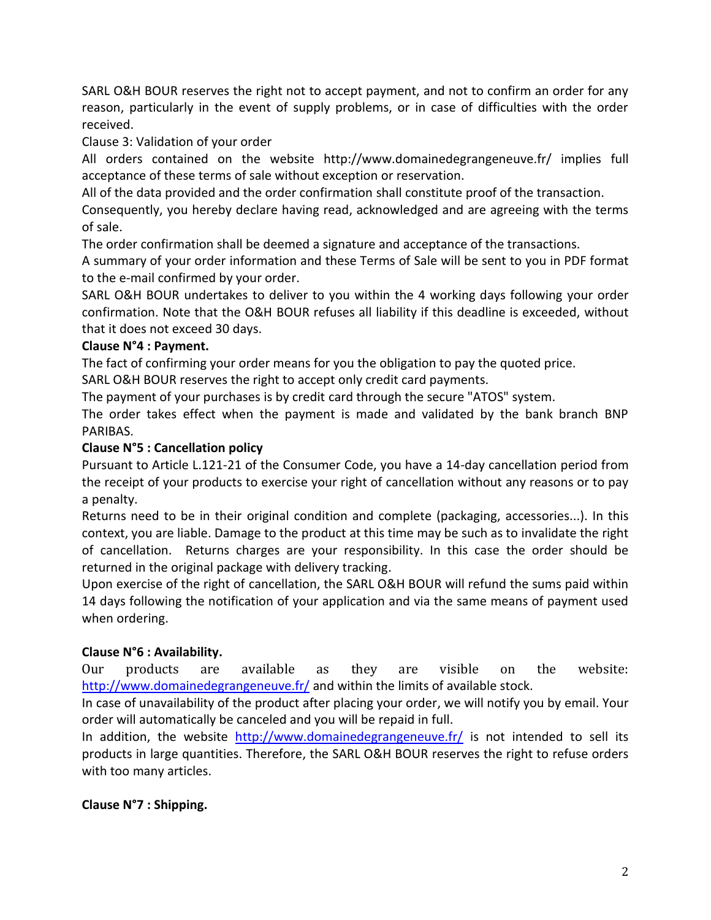SARL O&H BOUR reserves the right not to accept payment, and not to confirm an order for any reason, particularly in the event of supply problems, or in case of difficulties with the order received.

Clause 3: Validation of your order

All orders contained on the website http://www.domainedegrangeneuve.fr/ implies full acceptance of these terms of sale without exception or reservation.

All of the data provided and the order confirmation shall constitute proof of the transaction.

Consequently, you hereby declare having read, acknowledged and are agreeing with the terms of sale.

The order confirmation shall be deemed a signature and acceptance of the transactions.

A summary of your order information and these Terms of Sale will be sent to you in PDF format to the e-mail confirmed by your order.

SARL O&H BOUR undertakes to deliver to you within the 4 working days following your order confirmation. Note that the O&H BOUR refuses all liability if this deadline is exceeded, without that it does not exceed 30 days.

**Clause N°4 : Payment.**

The fact of confirming your order means for you the obligation to pay the quoted price.

SARL O&H BOUR reserves the right to accept only credit card payments.

The payment of your purchases is by credit card through the secure "ATOS" system.

The order takes effect when the payment is made and validated by the bank branch BNP PARIBAS.

**Clause N°5 : Cancellation policy**

Pursuant to Article L.121-21 of the Consumer Code, you have a 14-day cancellation period from the receipt of your products to exercise your right of cancellation without any reasons or to pay a penalty.

Returns need to be in their original condition and complete (packaging, accessories...). In this context, you are liable. Damage to the product at this time may be such as to invalidate the right of cancellation. Returns charges are your responsibility. In this case the order should be returned in the original package with delivery tracking.

Upon exercise of the right of cancellation, the SARL O&H BOUR will refund the sums paid within 14 days following the notification of your application and via the same means of payment used when ordering.

**Clause N°6 : Availability.**

Our products are available as they are visible on the website: http://www.domainedegrangeneuve.fr/ and within the limits of available stock.

In case of unavailability of the product after placing your order, we will notify you by email. Your order will automatically be canceled and you will be repaid in full.

In addition, the website http://www.domainedegrangeneuve.fr/ is not intended to sell its products in large quantities. Therefore, the SARL O&H BOUR reserves the right to refuse orders with too many articles.

**Clause N°7 : Shipping.**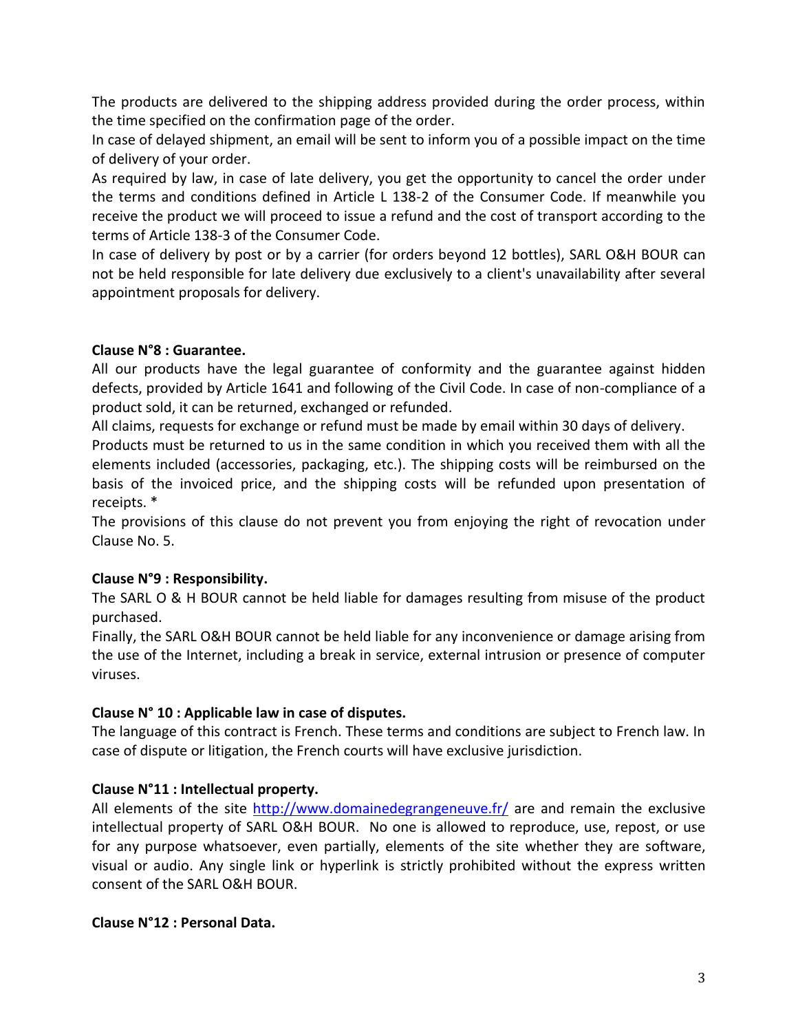The products are delivered to the shipping address provided during the order process, within the time specified on the confirmation page of the order.

In case of delayed shipment, an email will be sent to inform you of a possible impact on the time of delivery of your order.

As required by law, in case of late delivery, you get the opportunity to cancel the order under the terms and conditions defined in Article L 138-2 of the Consumer Code. If meanwhile you receive the product we will proceed to issue a refund and the cost of transport according to the terms of Article 138-3 of the Consumer Code.

In case of delivery by post or by a carrier (for orders beyond 12 bottles), SARL O&H BOUR can not be held responsible for late delivery due exclusively to a client's unavailability after several appointment proposals for delivery.

**Clause N°8 : Guarantee.**

All our products have the legal guarantee of conformity and the guarantee against hidden defects, provided by Article 1641 and following of the Civil Code. In case of non-compliance of a product sold, it can be returned, exchanged or refunded.

All claims, requests for exchange or refund must be made by email within 30 days of delivery.

Products must be returned to us in the same condition in which you received them with all the elements included (accessories, packaging, etc.). The shipping costs will be reimbursed on the basis of the invoiced price, and the shipping costs will be refunded upon presentation of receipts. *

The provisions of this clause do not prevent you from enjoying the right of revocation under Clause No. 5.

**Clause N°9 : Responsibility.**

The SARL O & H BOUR cannot be held liable for damages resulting from misuse of the product purchased.

Finally, the SARL O&H BOUR cannot be held liable for any inconvenience or damage arising from the use of the Internet, including a break in service, external intrusion or presence of computer viruses.

**Clause N° 10 : Applicable law in case of disputes.**

The language of this contract is French. These terms and conditions are subject to French law. In case of dispute or litigation, the French courts will have exclusive jurisdiction.

**Clause N°11 : Intellectual property.**

All elements of the site [http://www.domainedegrangeneuve.fr/](http://www.domainedegrangeneuve.fr/) are and remain the exclusive intellectual property of SARL O&H BOUR. No one is allowed to reproduce, use, repost, or use for any purpose whatsoever, even partially, elements of the site whether they are software, visual or audio. Any single link or hyperlink is strictly prohibited without the express written consent of the SARL O&H BOUR.

**Clause N°12 : Personal Data.**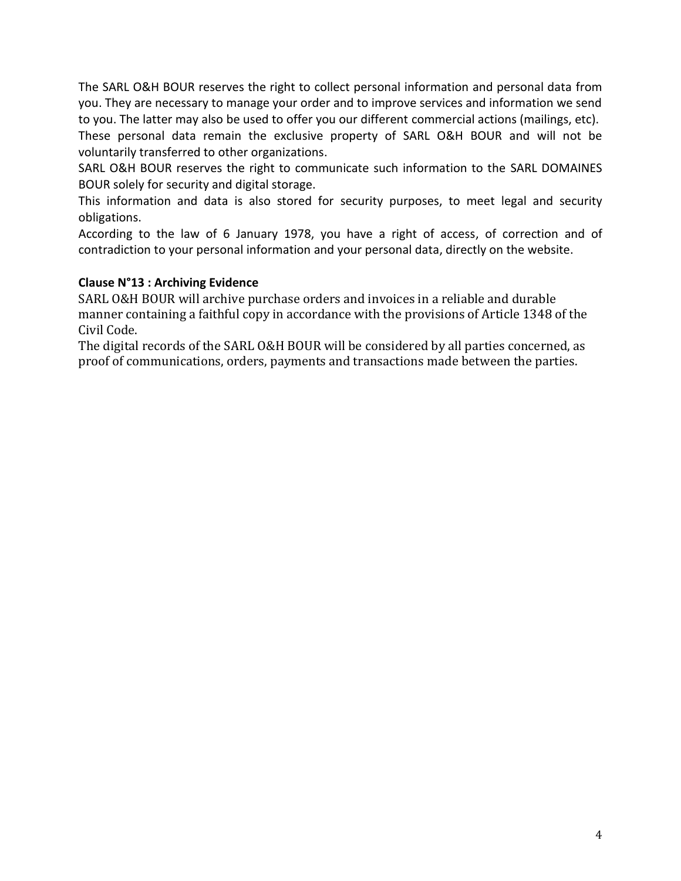The SARL O&H BOUR reserves the right to collect personal information and personal data from you. They are necessary to manage your order and to improve services and information we send to you. The latter may also be used to offer you our different commercial actions (mailings, etc).
These personal data remain the exclusive property of SARL O&H BOUR and will not be voluntarily transferred to other organizations.
SARL O&H BOUR reserves the right to communicate such information to the SARL DOMAINES BOUR solely for security and digital storage.
This information and data is also stored for security purposes, to meet legal and security obligations.
According to the law of 6 January 1978, you have a right of access, of correction and of contradiction to your personal information and your personal data, directly on the website.

**Clause N°13 : Archiving Evidence**

SARL O&H BOUR will archive purchase orders and invoices in a reliable and durable manner containing a faithful copy in accordance with the provisions of Article 1348 of the Civil Code.
The digital records of the SARL O&H BOUR will be considered by all parties concerned, as proof of communications, orders, payments and transactions made between the parties.